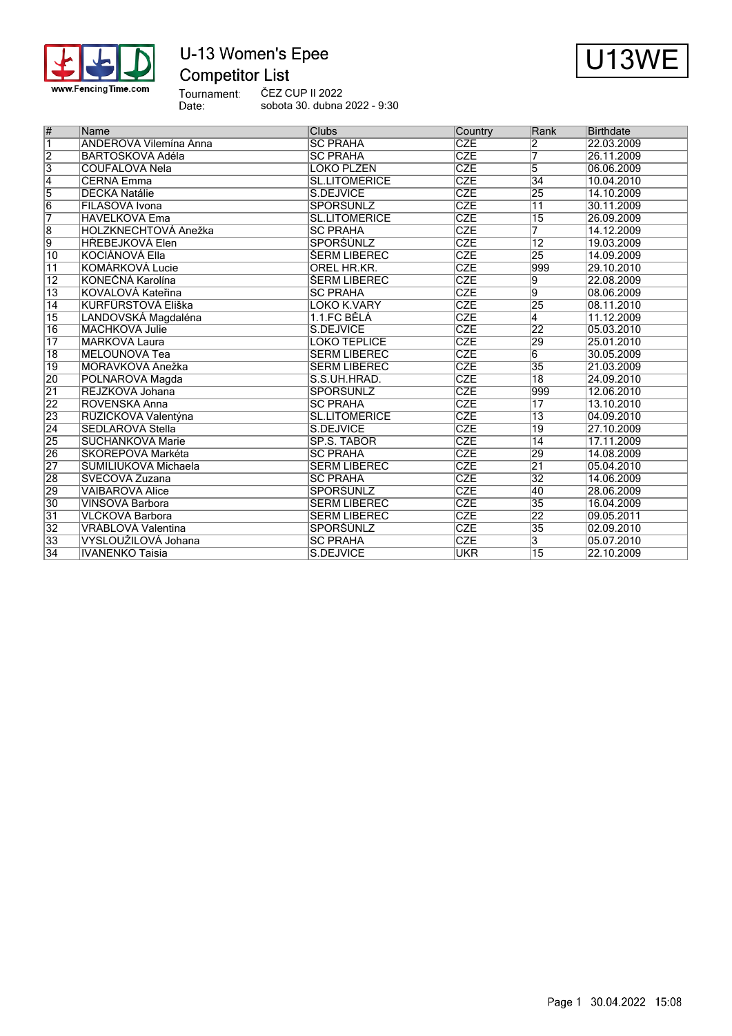# U-13 Women's Epee

## Competitor List

U13WE

Tournament: ČEZ CUP II 2022

Date: sobota 30. dubna 2022 - 9:30

| # | Name | Clubs | Country | Rank | Birthdate |
|---|---|---|---|---|---|
| 1 | ANDEROVÁ Vilemína Anna | SC PRAHA | CZE | 2 | 22.03.2009 |
| 2 | BARTOŠKOVÁ Adéla | SC PRAHA | CZE | 7 | 26.11.2009 |
| 3 | COUFALOVÁ Nela | LOKO PLZEŇ | CZE | 5 | 06.06.2009 |
| 4 | ČERNÁ Emma | SL.LITOMĚŘICE | CZE | 34 | 10.04.2010 |
| 5 | DĚCKÁ Natálie | S.DEJVICE | CZE | 25 | 14.10.2009 |
| 6 | FILASOVÁ Ivona | SPORŠÚNLZ | CZE | 11 | 30.11.2009 |
| 7 | HAVELKOVÁ Ema | SL.LITOMĚŘICE | CZE | 15 | 26.09.2009 |
| 8 | HOLZKNECHTOVÁ Anežka | SC PRAHA | CZE | 7 | 14.12.2009 |
| 9 | HŘEBEJKOVÁ Elen | SPORŠÚNLZ | CZE | 12 | 19.03.2009 |
| 10 | KOCIÁNOVÁ Ella | ŠERM LIBEREC | CZE | 25 | 14.09.2009 |
| 11 | KOMÁRKOVÁ Lucie | OREL HR.KR. | CZE | 999 | 29.10.2010 |
| 12 | KONEČNÁ Karolína | ŠERM LIBEREC | CZE | 9 | 22.08.2009 |
| 13 | KOVALOVÁ Kateřina | SC PRAHA | CZE | 9 | 08.06.2009 |
| 14 | KURFÜRSTOVÁ Eliška | LOKO K.VARY | CZE | 25 | 08.11.2010 |
| 15 | LANDOVSKÁ Magdaléna | 1.1.FC BĚLÁ | CZE | 4 | 11.12.2009 |
| 16 | MACHKOVÁ Julie | S.DEJVICE | CZE | 22 | 05.03.2010 |
| 17 | MARKOVÁ Laura | LOKO TEPLICE | CZE | 29 | 25.01.2010 |
| 18 | MELOUNOVÁ Tea | ŠERM LIBEREC | CZE | 6 | 30.05.2009 |
| 19 | MORÁVKOVÁ Anežka | ŠERM LIBEREC | CZE | 35 | 21.03.2009 |
| 20 | POLNAROVÁ Magda | S.S.UH.HRAD. | CZE | 18 | 24.09.2010 |
| 21 | REJZKOVÁ Johana | SPORŠÚNLZ | CZE | 999 | 12.06.2010 |
| 22 | ROVENSKÁ Anna | SC PRAHA | CZE | 17 | 13.10.2010 |
| 23 | RŮŽIČKOVÁ Valentýna | SL.LITOMĚŘICE | CZE | 13 | 04.09.2010 |
| 24 | SEDLÁROVÁ Stella | S.DEJVICE | CZE | 19 | 27.10.2009 |
| 25 | SUCHÁNKOVÁ Marie | SP.S. TÁBOR | CZE | 14 | 17.11.2009 |
| 26 | ŠKOŘEPOVÁ Markéta | SC PRAHA | CZE | 29 | 14.08.2009 |
| 27 | ŠUMILIUKOVÁ Michaela | ŠERM LIBEREC | CZE | 21 | 05.04.2010 |
| 28 | ŠVECOVÁ Zuzana | SC PRAHA | CZE | 32 | 14.06.2009 |
| 29 | VAIBAROVÁ Alice | SPORŠÚNLZ | CZE | 40 | 28.06.2009 |
| 30 | VINŠOVÁ Barbora | ŠERM LIBEREC | CZE | 35 | 16.04.2009 |
| 31 | VLČKOVÁ Barbora | ŠERM LIBEREC | CZE | 22 | 09.05.2011 |
| 32 | VRÁBLOVÁ Valentina | SPORŠÚNLZ | CZE | 35 | 02.09.2010 |
| 33 | VYSLOUŽILOVÁ Johana | SC PRAHA | CZE | 3 | 05.07.2010 |
| 34 | IVANENKO Taisia | S.DEJVICE | UKR | 15 | 22.10.2009 |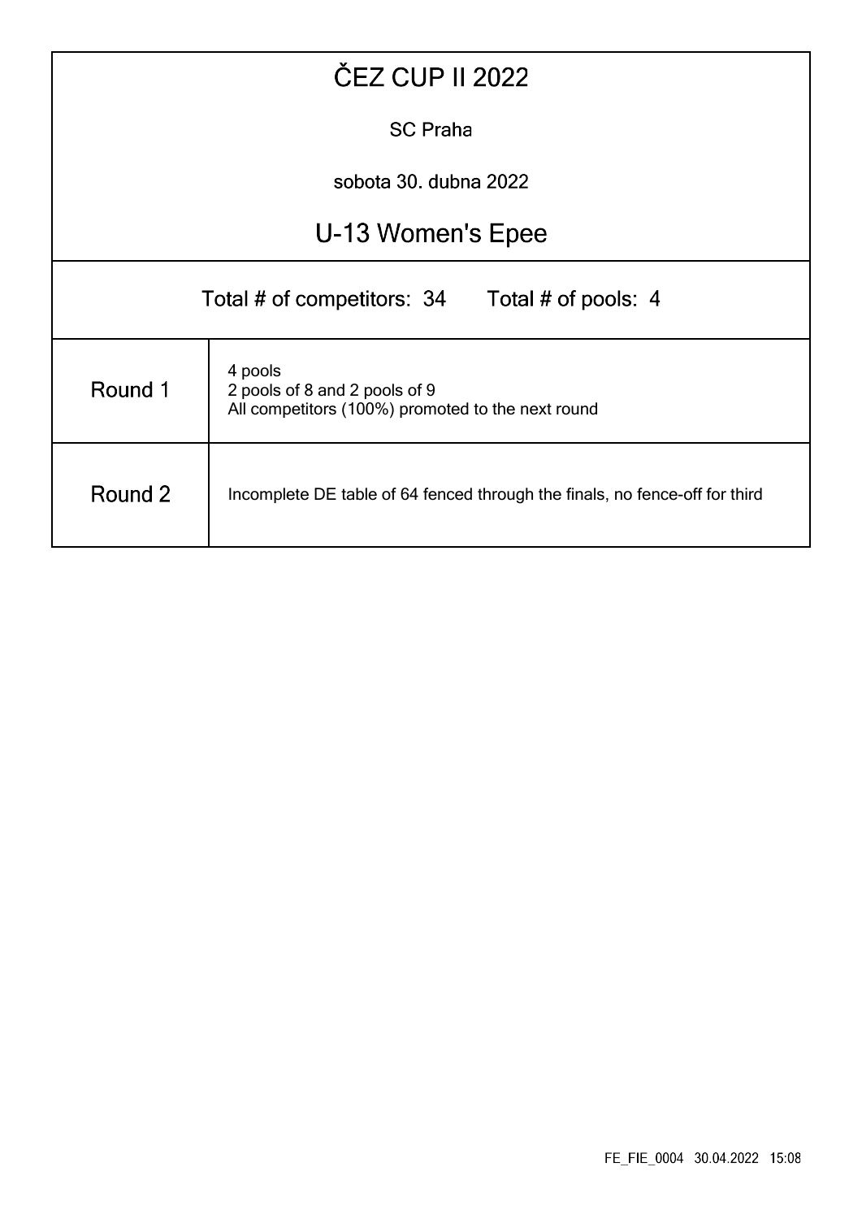# ČEZ CUP II 2022

SC Praha

sobota 30. dubna 2022

## U-13 Women's Epee

Total # of competitors: 34 Total # of pools: 4

| | |
|---|---|
| Round 1 | 4 pools<br>2 pools of 8 and 2 pools of 9<br>All competitors (100%) promoted to the next round |
| Round 2 | Incomplete DE table of 64 fenced through the finals, no fence-off for third |

FE_FIE_0004 30.04.2022 15:08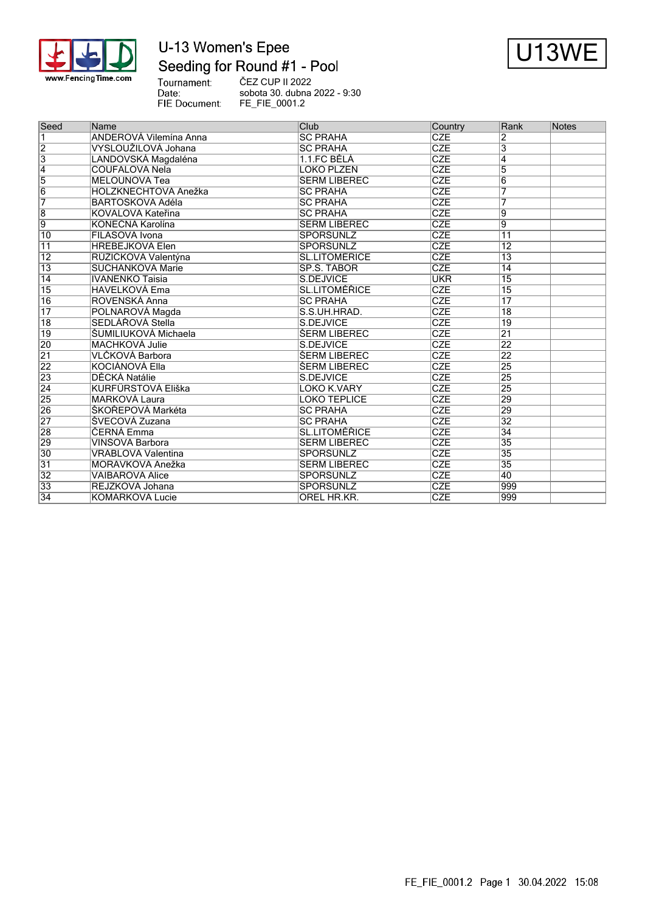# U-13 Women's Epee

## Seeding for Round #1 - Pool

U13WE

Tournament: ČEZ CUP II 2022
Date: sobota 30. dubna 2022 - 9:30
FIE Document: FE_FIE_0001.2

| Seed | Name | Club | Country | Rank | Notes |
|---|---|---|---|---|---|
| 1 | ANDEROVÁ Vilemína Anna | SC PRAHA | CZE | 2 | |
| 2 | VYSLOUŽILOVÁ Johana | SC PRAHA | CZE | 3 | |
| 3 | LANDOVSKÁ Magdaléna | 1.1.FC BĚLÁ | CZE | 4 | |
| 4 | COUFALOVÁ Nela | LOKO PLZEN | CZE | 5 | |
| 5 | MELOUNOVÁ Tea | SERM LIBEREC | CZE | 6 | |
| 6 | HOLZKNECHTOVÁ Anežka | SC PRAHA | CZE | 7 | |
| 7 | BARTOSKOVÁ Adéla | SC PRAHA | CZE | 7 | |
| 8 | KOVALOVÁ Kateřina | SC PRAHA | CZE | 9 | |
| 9 | KONEČNÁ Karolína | SERM LIBEREC | CZE | 9 | |
| 10 | FILASOVÁ Ivona | SPORSUNLZ | CZE | 11 | |
| 11 | HREBEJKOVÁ Elen | SPORSUNLZ | CZE | 12 | |
| 12 | RŮŽIČKOVÁ Valentýna | SL.LITOMERICE | CZE | 13 | |
| 13 | SUCHÁNKOVÁ Marie | SP.S. TABOR | CZE | 14 | |
| 14 | IVANENKO Taisia | S.DEJVICE | UKR | 15 | |
| 15 | HAVELKOVÁ Ema | SL.LITOMĚŘICE | CZE | 15 | |
| 16 | ROVENSKÁ Anna | SC PRAHA | CZE | 17 | |
| 17 | POLNAROVÁ Magda | S.S.UH.HRAD. | CZE | 18 | |
| 18 | SEDLÁŘOVÁ Stella | S.DEJVICE | CZE | 19 | |
| 19 | ŠUMILIUKOVÁ Michaela | ŠERM LIBEREC | CZE | 21 | |
| 20 | MACHKOVÁ Julie | S.DEJVICE | CZE | 22 | |
| 21 | VLČKOVÁ Barbora | ŠERM LIBEREC | CZE | 22 | |
| 22 | KOCIÁNOVÁ Ella | ŠERM LIBEREC | CZE | 25 | |
| 23 | DĚCKÁ Natálie | S.DEJVICE | CZE | 25 | |
| 24 | KURFÜRSTOVÁ Eliška | LOKO K.VARY | CZE | 25 | |
| 25 | MARKOVÁ Laura | LOKO TEPLICE | CZE | 29 | |
| 26 | ŠKOŘEPOVÁ Markéta | SC PRAHA | CZE | 29 | |
| 27 | ŠVECOVÁ Zuzana | SC PRAHA | CZE | 32 | |
| 28 | ČERNÁ Emma | SL.LITOMĚŘICE | CZE | 34 | |
| 29 | VINSOVÁ Barbora | SERM LIBEREC | CZE | 35 | |
| 30 | VRÁBLOVÁ Valentina | SPORSUNLZ | CZE | 35 | |
| 31 | MORÁVKOVÁ Anežka | SERM LIBEREC | CZE | 35 | |
| 32 | VAIBAROVÁ Alice | SPORSUNLZ | CZE | 40 | |
| 33 | REJZKOVÁ Johana | SPORSUNLZ | CZE | 999 | |
| 34 | KOMÁRKOVÁ Lucie | OREL HR.KR. | CZE | 999 | |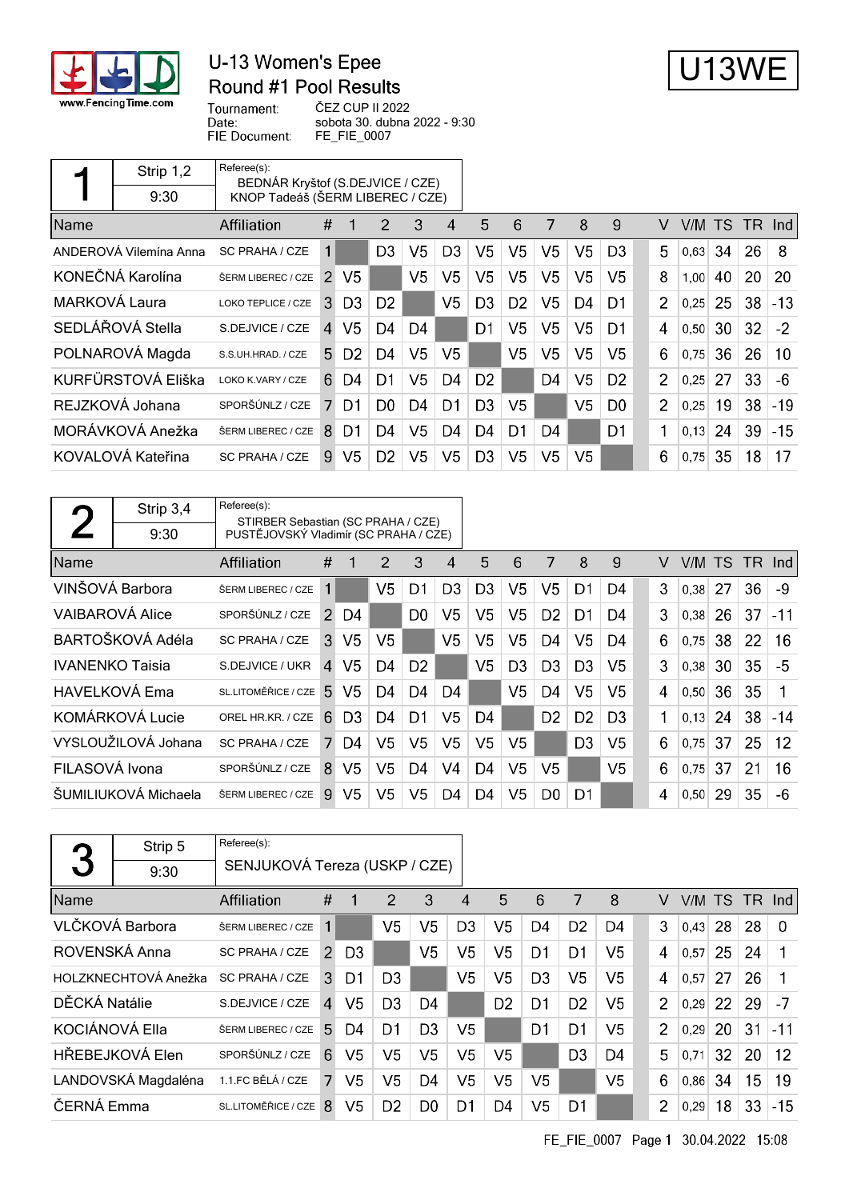# U-13 Women's Epee

## Round #1 Pool Results

U13WE

Tournament: ČEZ CUP II 2022
Date: sobota 30. dubna 2022 - 9:30
FIE Document: FE_FIE_0007

### Pool 1

Strip 1,2 — 9:30

Referee(s):
BEDNÁR Kryštof (S.DEJVICE / CZE)
KNOP Tadeáš (ŠERM LIBEREC / CZE)

| Name | Affiliation | # | 1 | 2 | 3 | 4 | 5 | 6 | 7 | 8 | 9 | V | V/M | TS | TR | Ind |
|---|---|---|---|---|---|---|---|---|---|---|---|---|---|---|---|---|
| ANDEROVÁ Vilemína Anna | SC PRAHA / CZE | 1 | | D3 | V5 | D3 | V5 | V5 | V5 | V5 | D3 | 5 | 0,63 | 34 | 26 | 8 |
| KONEČNÁ Karolína | ŠERM LIBEREC / CZE | 2 | V5 | | V5 | V5 | V5 | V5 | V5 | V5 | V5 | 8 | 1,00 | 40 | 20 | 20 |
| MARKOVÁ Laura | LOKO TEPLICE / CZE | 3 | D3 | D2 | | V5 | D3 | D2 | V5 | D4 | D1 | 2 | 0,25 | 25 | 38 | -13 |
| SEDLÁŘOVÁ Stella | S.DEJVICE / CZE | 4 | V5 | D4 | D4 | | D1 | V5 | V5 | V5 | D1 | 4 | 0,50 | 30 | 32 | -2 |
| POLNAROVÁ Magda | S.S.UH.HRAD. / CZE | 5 | D2 | D4 | V5 | V5 | | V5 | V5 | V5 | V5 | 6 | 0,75 | 36 | 26 | 10 |
| KURFÜRSTOVÁ Eliška | LOKO K.VARY / CZE | 6 | D4 | D1 | V5 | D4 | D2 | | D4 | V5 | D2 | 2 | 0,25 | 27 | 33 | -6 |
| REJZKOVÁ Johana | SPORŠÚNLZ / CZE | 7 | D1 | D0 | D4 | D1 | D3 | V5 | | V5 | D0 | 2 | 0,25 | 19 | 38 | -19 |
| MORÁVKOVÁ Anežka | ŠERM LIBEREC / CZE | 8 | D1 | D4 | V5 | D4 | D4 | D1 | D4 | | D1 | 1 | 0,13 | 24 | 39 | -15 |
| KOVALOVÁ Kateřina | SC PRAHA / CZE | 9 | V5 | D2 | V5 | V5 | D3 | V5 | V5 | V5 | | 6 | 0,75 | 35 | 18 | 17 |

### Pool 2

Strip 3,4 — 9:30

Referee(s):
STIRBER Sebastian (SC PRAHA / CZE)
PUSTĚJOVSKÝ Vladimír (SC PRAHA / CZE)

| Name | Affiliation | # | 1 | 2 | 3 | 4 | 5 | 6 | 7 | 8 | 9 | V | V/M | TS | TR | Ind |
|---|---|---|---|---|---|---|---|---|---|---|---|---|---|---|---|---|
| VINŠOVÁ Barbora | ŠERM LIBEREC / CZE | 1 | | V5 | D1 | D3 | D3 | V5 | V5 | D1 | D4 | 3 | 0,38 | 27 | 36 | -9 |
| VAIBAROVÁ Alice | SPORŠÚNLZ / CZE | 2 | D4 | | D0 | V5 | V5 | V5 | D2 | D1 | D4 | 3 | 0,38 | 26 | 37 | -11 |
| BARTOŠKOVÁ Adéla | SC PRAHA / CZE | 3 | V5 | V5 | | V5 | V5 | V5 | D4 | V5 | D4 | 6 | 0,75 | 38 | 22 | 16 |
| IVANENKO Taisia | S.DEJVICE / UKR | 4 | V5 | D4 | D2 | | V5 | D3 | D3 | D3 | V5 | 3 | 0,38 | 30 | 35 | -5 |
| HAVELKOVÁ Ema | SL.LITOMĚŘICE / CZE | 5 | V5 | D4 | D4 | D4 | | V5 | D4 | V5 | V5 | 4 | 0,50 | 36 | 35 | 1 |
| KOMÁRKOVÁ Lucie | OREL HR.KR. / CZE | 6 | D3 | D4 | D1 | V5 | D4 | | D2 | D2 | D3 | 1 | 0,13 | 24 | 38 | -14 |
| VYSLOUŽILOVÁ Johana | SC PRAHA / CZE | 7 | D4 | V5 | V5 | V5 | V5 | V5 | | D3 | V5 | 6 | 0,75 | 37 | 25 | 12 |
| FILASOVÁ Ivona | SPORŠÚNLZ / CZE | 8 | V5 | V5 | D4 | V4 | D4 | V5 | V5 | | V5 | 6 | 0,75 | 37 | 21 | 16 |
| ŠUMILIUKOVÁ Michaela | ŠERM LIBEREC / CZE | 9 | V5 | V5 | V5 | D4 | D4 | V5 | D0 | D1 | | 4 | 0,50 | 29 | 35 | -6 |

### Pool 3

Strip 5 — 9:30

Referee(s):
SENJUKOVÁ Tereza (USKP / CZE)

| Name | Affiliation | # | 1 | 2 | 3 | 4 | 5 | 6 | 7 | 8 | V | V/M | TS | TR | Ind |
|---|---|---|---|---|---|---|---|---|---|---|---|---|---|---|---|
| VLČKOVÁ Barbora | ŠERM LIBEREC / CZE | 1 | | V5 | V5 | D3 | V5 | D4 | D2 | D4 | 3 | 0,43 | 28 | 28 | 0 |
| ROVENSKÁ Anna | SC PRAHA / CZE | 2 | D3 | | V5 | V5 | V5 | D1 | D1 | V5 | 4 | 0,57 | 25 | 24 | 1 |
| HOLZKNECHTOVÁ Anežka | SC PRAHA / CZE | 3 | D1 | D3 | | V5 | V5 | D3 | V5 | V5 | 4 | 0,57 | 27 | 26 | 1 |
| DĚCKÁ Natálie | S.DEJVICE / CZE | 4 | V5 | D3 | D4 | | D2 | D1 | D2 | V5 | 2 | 0,29 | 22 | 29 | -7 |
| KOCIÁNOVÁ Ella | ŠERM LIBEREC / CZE | 5 | D4 | D1 | D3 | V5 | | D1 | D1 | V5 | 2 | 0,29 | 20 | 31 | -11 |
| HŘEBEJKOVÁ Elen | SPORŠÚNLZ / CZE | 6 | V5 | V5 | V5 | V5 | V5 | | D3 | D4 | 5 | 0,71 | 32 | 20 | 12 |
| LANDOVSKÁ Magdaléna | 1.1.FC BĚLÁ / CZE | 7 | V5 | V5 | D4 | V5 | V5 | V5 | | V5 | 6 | 0,86 | 34 | 15 | 19 |
| ČERNÁ Emma | SL.LITOMĚŘICE / CZE | 8 | V5 | D2 | D0 | D1 | D4 | V5 | D1 | | 2 | 0,29 | 18 | 33 | -15 |

FE_FIE_0007 Page 1 30.04.2022 15:08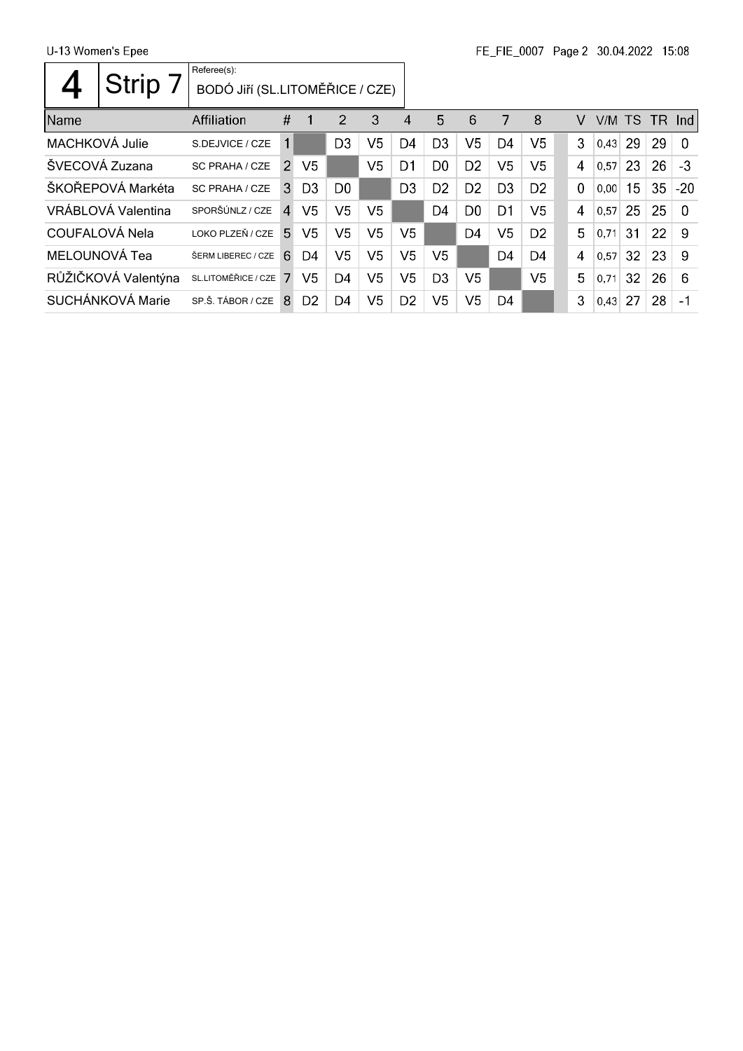U-13 Women's Epee

| 4 | Strip 7 | Referee(s): BODÓ Jiří (SL.LITOMĚŘICE / CZE) |
|---|---|---|

| Name | Affiliation | # | 1 | 2 | 3 | 4 | 5 | 6 | 7 | 8 | | V | V/M | TS | TR | Ind |
|---|---|---|---|---|---|---|---|---|---|---|---|---|---|---|---|---|
| MACHKOVÁ Julie | S.DEJVICE / CZE | 1 | | D3 | V5 | D4 | D3 | V5 | D4 | V5 | | 3 | 0,43 | 29 | 29 | 0 |
| ŠVECOVÁ Zuzana | SC PRAHA / CZE | 2 | V5 | | V5 | D1 | D0 | D2 | V5 | V5 | | 4 | 0,57 | 23 | 26 | -3 |
| ŠKOŘEPOVÁ Markéta | SC PRAHA / CZE | 3 | D3 | D0 | | D3 | D2 | D2 | D3 | D2 | | 0 | 0,00 | 15 | 35 | -20 |
| VRÁBLOVÁ Valentina | SPORŠÚNLZ / CZE | 4 | V5 | V5 | V5 | | D4 | D0 | D1 | V5 | | 4 | 0,57 | 25 | 25 | 0 |
| COUFALOVÁ Nela | LOKO PLZEŇ / CZE | 5 | V5 | V5 | V5 | V5 | | D4 | V5 | D2 | | 5 | 0,71 | 31 | 22 | 9 |
| MELOUNOVÁ Tea | ŠERM LIBEREC / CZE | 6 | D4 | V5 | V5 | V5 | V5 | | D4 | D4 | | 4 | 0,57 | 32 | 23 | 9 |
| RŮŽIČKOVÁ Valentýna | SL.LITOMĚŘICE / CZE | 7 | V5 | D4 | V5 | V5 | D3 | V5 | | V5 | | 5 | 0,71 | 32 | 26 | 6 |
| SUCHÁNKOVÁ Marie | SP.Š. TÁBOR / CZE | 8 | D2 | D4 | V5 | D2 | V5 | V5 | D4 | | | 3 | 0,43 | 27 | 28 | -1 |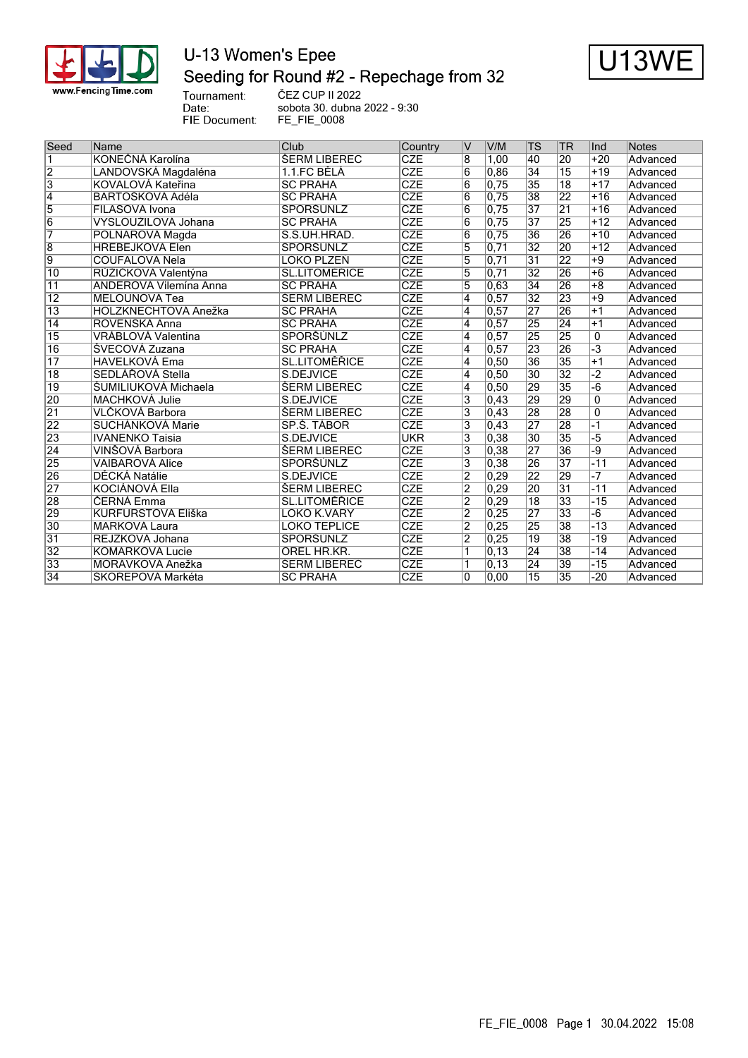# U-13 Women's Epee

## Seeding for Round #2 - Repechage from 32

U13WE

Tournament: ČEZ CUP II 2022
Date: sobota 30. dubna 2022 - 9:30
FIE Document: FE_FIE_0008

| Seed | Name | Club | Country | V | V/M | TS | TR | Ind | Notes |
|---|---|---|---|---|---|---|---|---|---|
| 1 | KONEČNÁ Karolína | ŠERM LIBEREC | CZE | 8 | 1,00 | 40 | 20 | +20 | Advanced |
| 2 | LANDOVSKÁ Magdaléna | 1.1.FC BĚLÁ | CZE | 6 | 0,86 | 34 | 15 | +19 | Advanced |
| 3 | KOVALOVÁ Kateřina | SC PRAHA | CZE | 6 | 0,75 | 35 | 18 | +17 | Advanced |
| 4 | BARTOŠKOVÁ Adéla | SC PRAHA | CZE | 6 | 0,75 | 38 | 22 | +16 | Advanced |
| 5 | FILASOVÁ Ivona | SPORŠÚNLZ | CZE | 6 | 0,75 | 37 | 21 | +16 | Advanced |
| 6 | VYSLOUŽILOVÁ Johana | SC PRAHA | CZE | 6 | 0,75 | 37 | 25 | +12 | Advanced |
| 7 | POLNAROVÁ Magda | S.S.UH.HRAD. | CZE | 6 | 0,75 | 36 | 26 | +10 | Advanced |
| 8 | HREBEJKOVÁ Elen | SPORŠÚNLZ | CZE | 5 | 0,71 | 32 | 20 | +12 | Advanced |
| 9 | COUFALOVÁ Nela | LOKO PLZEŇ | CZE | 5 | 0,71 | 31 | 22 | +9 | Advanced |
| 10 | RŮŽIČKOVÁ Valentýna | SL.LITOMĚŘICE | CZE | 5 | 0,71 | 32 | 26 | +6 | Advanced |
| 11 | ANDEROVÁ Vilemína Anna | SC PRAHA | CZE | 5 | 0,63 | 34 | 26 | +8 | Advanced |
| 12 | MELOUNOVÁ Tea | ŠERM LIBEREC | CZE | 4 | 0,57 | 32 | 23 | +9 | Advanced |
| 13 | HOLZKNECHTOVÁ Anežka | SC PRAHA | CZE | 4 | 0,57 | 27 | 26 | +1 | Advanced |
| 14 | ROVENSKÁ Anna | SC PRAHA | CZE | 4 | 0,57 | 25 | 24 | +1 | Advanced |
| 15 | VRÁBLOVÁ Valentina | SPORŠÚNLZ | CZE | 4 | 0,57 | 25 | 25 | 0 | Advanced |
| 16 | ŠVECOVÁ Zuzana | SC PRAHA | CZE | 4 | 0,57 | 23 | 26 | -3 | Advanced |
| 17 | HAVELKOVÁ Ema | SL.LITOMĚŘICE | CZE | 4 | 0,50 | 36 | 35 | +1 | Advanced |
| 18 | SEDLÁŘOVÁ Stella | S.DEJVICE | CZE | 4 | 0,50 | 30 | 32 | -2 | Advanced |
| 19 | ŠUMILIUKOVÁ Michaela | ŠERM LIBEREC | CZE | 4 | 0,50 | 29 | 35 | -6 | Advanced |
| 20 | MACHKOVÁ Julie | S.DEJVICE | CZE | 3 | 0,43 | 29 | 29 | 0 | Advanced |
| 21 | VLČKOVÁ Barbora | ŠERM LIBEREC | CZE | 3 | 0,43 | 28 | 28 | 0 | Advanced |
| 22 | SUCHÁNKOVÁ Marie | SP.Š. TÁBOR | CZE | 3 | 0,43 | 27 | 28 | -1 | Advanced |
| 23 | IVANENKO Taisia | S.DEJVICE | UKR | 3 | 0,38 | 30 | 35 | -5 | Advanced |
| 24 | VINŠOVÁ Barbora | ŠERM LIBEREC | CZE | 3 | 0,38 | 27 | 36 | -9 | Advanced |
| 25 | VAIBAROVÁ Alice | SPORŠÚNLZ | CZE | 3 | 0,38 | 26 | 37 | -11 | Advanced |
| 26 | DĚCKÁ Natálie | S.DEJVICE | CZE | 2 | 0,29 | 22 | 29 | -7 | Advanced |
| 27 | KOCIÁNOVÁ Ella | ŠERM LIBEREC | CZE | 2 | 0,29 | 20 | 31 | -11 | Advanced |
| 28 | ČERNÁ Emma | SL.LITOMĚŘICE | CZE | 2 | 0,29 | 18 | 33 | -15 | Advanced |
| 29 | KURFÜRSTOVÁ Eliška | LOKO K.VARY | CZE | 2 | 0,25 | 27 | 33 | -6 | Advanced |
| 30 | MARKOVÁ Laura | LOKO TEPLICE | CZE | 2 | 0,25 | 25 | 38 | -13 | Advanced |
| 31 | REJZKOVÁ Johana | SPORŠÚNLZ | CZE | 2 | 0,25 | 19 | 38 | -19 | Advanced |
| 32 | KOMÁRKOVÁ Lucie | OREL HR.KR. | CZE | 1 | 0,13 | 24 | 38 | -14 | Advanced |
| 33 | MORAVKOVÁ Anežka | ŠERM LIBEREC | CZE | 1 | 0,13 | 24 | 39 | -15 | Advanced |
| 34 | ŠKOREPOVÁ Markéta | SC PRAHA | CZE | 0 | 0,00 | 15 | 35 | -20 | Advanced |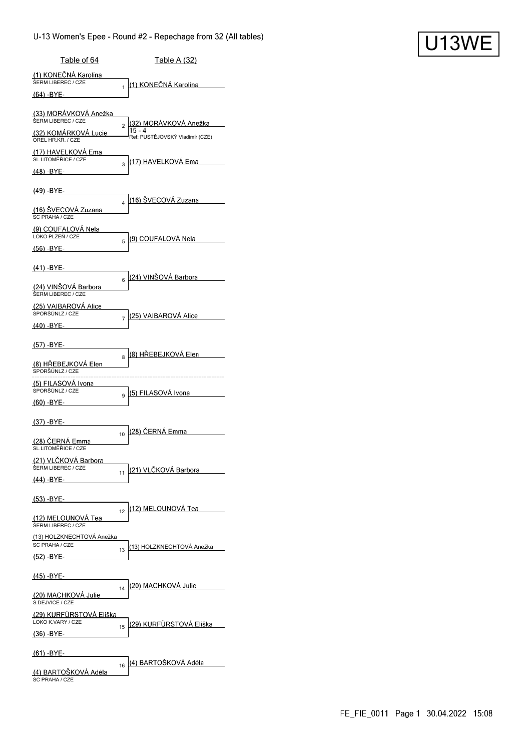## U-13 Women's Epee - Round #2 - Repechage from 32 (All tables)

U13WE

| Table of 64 | # | Table A (32) |
|---|---|---|
| (1) KONEČNÁ Karolína (ŠERM LIBEREC / CZE) / (64) -BYE- | 1 | (1) KONEČNÁ Karolína |
| (33) MORÁVKOVÁ Anežka (ŠERM LIBEREC / CZE) / (32) KOMÁRKOVÁ Lucie (OREL HR.KR. / CZE) | 2 | (32) MORÁVKOVÁ Anežka 15 - 4 Ref: PUSTĚJOVSKÝ Vladimír (CZE) |
| (17) HAVELKOVÁ Ema (SL.LITOMĚŘICE / CZE) / (48) -BYE- | 3 | (17) HAVELKOVÁ Ema |
| (49) -BYE- / (16) ŠVECOVÁ Zuzana (SC PRAHA / CZE) | 4 | (16) ŠVECOVÁ Zuzana |
| (9) COUFALOVÁ Nela (LOKO PLZEŇ / CZE) / (56) -BYE- | 5 | (9) COUFALOVÁ Nela |
| (41) -BYE- / (24) VINŠOVÁ Barbora (ŠERM LIBEREC / CZE) | 6 | (24) VINŠOVÁ Barbora |
| (25) VAIBAROVÁ Alice (SPORŠÚNLZ / CZE) / (40) -BYE- | 7 | (25) VAIBAROVÁ Alice |
| (57) -BYE- / (8) HŘEBEJKOVÁ Elen (SPORŠÚNLZ / CZE) | 8 | (8) HŘEBEJKOVÁ Elen |
| (5) FILASOVÁ Ivona (SPORŠÚNLZ / CZE) / (60) -BYE- | 9 | (5) FILASOVÁ Ivona |
| (37) -BYE- / (28) ČERNÁ Emma (SL.LITOMĚŘICE / CZE) | 10 | (28) ČERNÁ Emma |
| (21) VLČKOVÁ Barbora (ŠERM LIBEREC / CZE) / (44) -BYE- | 11 | (21) VLČKOVÁ Barbora |
| (53) -BYE- / (12) MELOUNOVÁ Tea (ŠERM LIBEREC / CZE) | 12 | (12) MELOUNOVÁ Tea |
| (13) HOLZKNECHTOVÁ Anežka (SC PRAHA / CZE) / (52) -BYE- | 13 | (13) HOLZKNECHTOVÁ Anežka |
| (45) -BYE- / (20) MACHKOVÁ Julie (S.DEJVICE / CZE) | 14 | (20) MACHKOVÁ Julie |
| (29) KURFÜRSTOVÁ Eliška (LOKO K.VARY / CZE) / (36) -BYE- | 15 | (29) KURFÜRSTOVÁ Eliška |
| (61) -BYE- / (4) BARTOŠKOVÁ Adéla (SC PRAHA / CZE) | 16 | (4) BARTOŠKOVÁ Adéla |

FE_FIE_0011 30.04.2022 15:08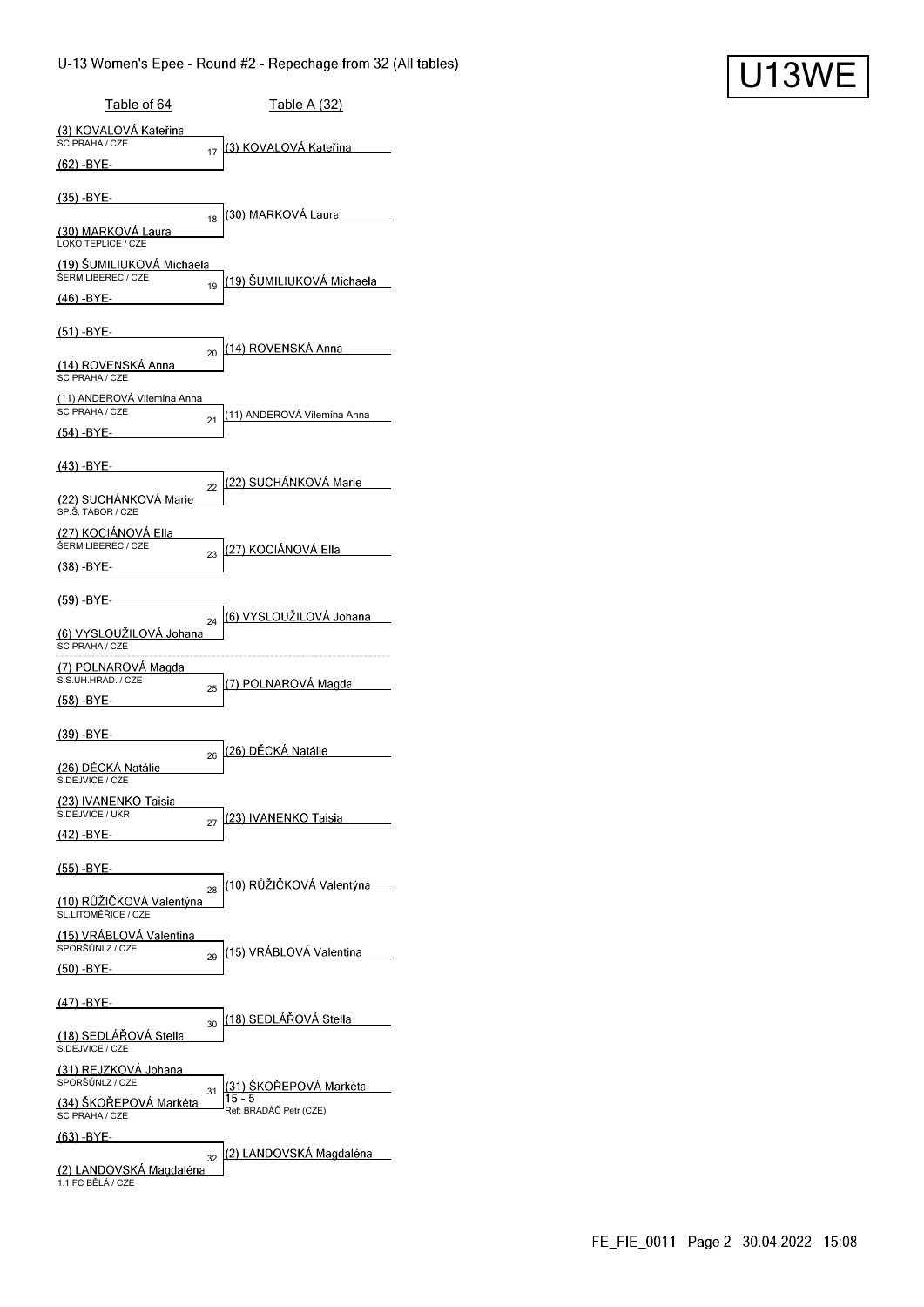# U-13 Women's Epee - Round #2 - Repechage from 32 (All tables)

U13WE

| Table of 64 | Bout | Table A (32) |
|---|---|---|
| (3) KOVALOVÁ Kateřina (SC PRAHA / CZE) | 17 | (3) KOVALOVÁ Kateřina |
| (62) -BYE- | | |
| (35) -BYE- | 18 | (30) MARKOVÁ Laura |
| (30) MARKOVÁ Laura (LOKO TEPLICE / CZE) | | |
| (19) ŠUMILIUKOVÁ Michaela (ŠERM LIBEREC / CZE) | 19 | (19) ŠUMILIUKOVÁ Michaela |
| (46) -BYE- | | |
| (51) -BYE- | 20 | (14) ROVENSKÁ Anna |
| (14) ROVENSKÁ Anna (SC PRAHA / CZE) | | |
| (11) ANDEROVÁ Vilemína Anna (SC PRAHA / CZE) | 21 | (11) ANDEROVÁ Vilemína Anna |
| (54) -BYE- | | |
| (43) -BYE- | 22 | (22) SUCHÁNKOVÁ Marie |
| (22) SUCHÁNKOVÁ Marie (SP.Š. TÁBOR / CZE) | | |
| (27) KOCIÁNOVÁ Ella (ŠERM LIBEREC / CZE) | 23 | (27) KOCIÁNOVÁ Ella |
| (38) -BYE- | | |
| (59) -BYE- | 24 | (6) VYSLOUŽILOVÁ Johana |
| (6) VYSLOUŽILOVÁ Johana (SC PRAHA / CZE) | | |
| (7) POLNAROVÁ Magda (S.S.UH.HRAD. / CZE) | 25 | (7) POLNAROVÁ Magda |
| (58) -BYE- | | |
| (39) -BYE- | 26 | (26) DĚCKÁ Natálie |
| (26) DĚCKÁ Natálie (S.DEJVICE / CZE) | | |
| (23) IVANENKO Taisia (S.DEJVICE / UKR) | 27 | (23) IVANENKO Taisia |
| (42) -BYE- | | |
| (55) -BYE- | 28 | (10) RŮŽIČKOVÁ Valentýna |
| (10) RŮŽIČKOVÁ Valentýna (SL.LITOMĚŘICE / CZE) | | |
| (15) VRÁBLOVÁ Valentina (SPORŠÚNLZ / CZE) | 29 | (15) VRÁBLOVÁ Valentina |
| (50) -BYE- | | |
| (47) -BYE- | 30 | (18) SEDLÁŘOVÁ Stella |
| (18) SEDLÁŘOVÁ Stella (S.DEJVICE / CZE) | | |
| (31) REJZKOVÁ Johana (SPORŠÚNLZ / CZE) | 31 | (31) ŠKOŘEPOVÁ Markéta — 15 - 5 — Ref: BRADÁČ Petr (CZE) |
| (34) ŠKOŘEPOVÁ Markéta (SC PRAHA / CZE) | | |
| (63) -BYE- | 32 | (2) LANDOVSKÁ Magdaléna |
| (2) LANDOVSKÁ Magdaléna (1.1.FC BĚLÁ / CZE) | | |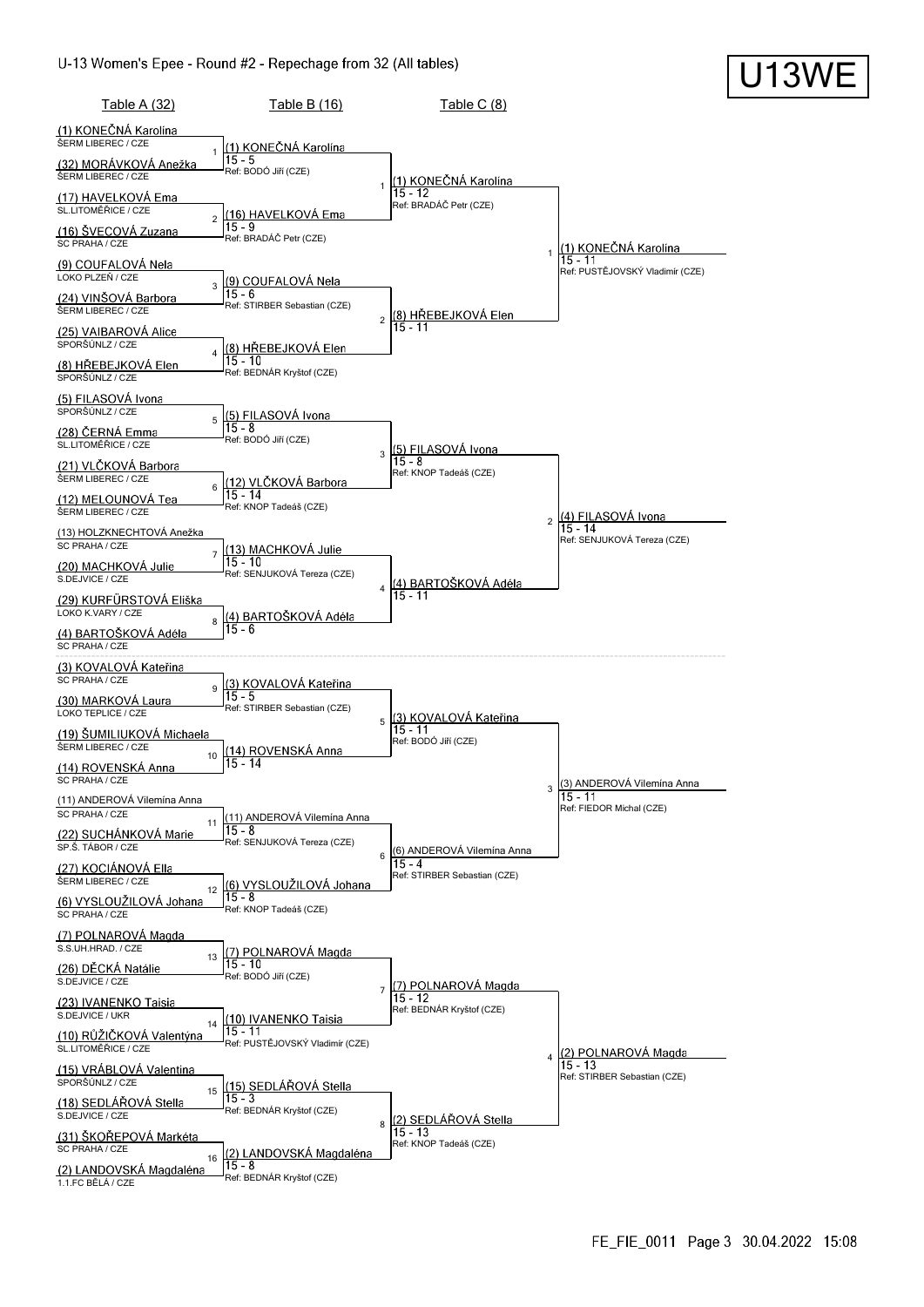# U-13 Women's Epee - Round #2 - Repechage from 32 (All tables)

**U13WE**

## Table A (32)

| Bout | Fencer | Club |
|---|---|---|
| 1 | (1) KONEČNÁ Karolína | ŠERM LIBEREC / CZE |
| 1 | (32) MORÁVKOVÁ Anežka | ŠERM LIBEREC / CZE |
| 2 | (17) HAVELKOVÁ Ema | SL.LITOMĚŘICE / CZE |
| 2 | (16) ŠVECOVÁ Zuzana | SC PRAHA / CZE |
| 3 | (9) COUFALOVÁ Nela | LOKO PLZEŇ / CZE |
| 3 | (24) VINŠOVÁ Barbora | ŠERM LIBEREC / CZE |
| 4 | (25) VAIBAROVÁ Alice | SPORŠÜNLZ / CZE |
| 4 | (8) HŘEBEJKOVÁ Elen | SPORŠÜNLZ / CZE |
| 5 | (5) FILASOVÁ Ivona | SPORŠÜNLZ / CZE |
| 5 | (28) ČERNÁ Emma | SL.LITOMĚŘICE / CZE |
| 6 | (21) VLČKOVÁ Barbora | ŠERM LIBEREC / CZE |
| 6 | (12) MELOUNOVÁ Tea | ŠERM LIBEREC / CZE |
| 7 | (13) HOLZKNECHTOVÁ Anežka | SC PRAHA / CZE |
| 7 | (20) MACHKOVÁ Julie | S.DEJVICE / CZE |
| 8 | (29) KURFÜRSTOVÁ Eliška | LOKO K.VARY / CZE |
| 8 | (4) BARTOŠKOVÁ Adéla | SC PRAHA / CZE |
| 9 | (3) KOVALOVÁ Kateřina | SC PRAHA / CZE |
| 9 | (30) MARKOVÁ Laura | LOKO TEPLICE / CZE |
| 10 | (19) ŠUMILIUKOVÁ Michaela | ŠERM LIBEREC / CZE |
| 10 | (14) ROVENSKÁ Anna | SC PRAHA / CZE |
| 11 | (11) ANDEROVÁ Vilemína Anna | SC PRAHA / CZE |
| 11 | (22) SUCHÁNKOVÁ Marie | SP.Š. TÁBOR / CZE |
| 12 | (27) KOCIÁNOVÁ Ella | ŠERM LIBEREC / CZE |
| 12 | (6) VYSLOUŽILOVÁ Johana | SC PRAHA / CZE |
| 13 | (7) POLNAROVÁ Magda | S.S.UH.HRAD. / CZE |
| 13 | (26) DĚCKÁ Natálie | S.DEJVICE / CZE |
| 14 | (23) IVANENKO Taisia | S.DEJVICE / UKR |
| 14 | (10) RŮŽIČKOVÁ Valentýna | SL.LITOMĚŘICE / CZE |
| 15 | (15) VRÁBLOVÁ Valentina | SPORŠÜNLZ / CZE |
| 15 | (18) SEDLÁŘOVÁ Stella | S.DEJVICE / CZE |
| 16 | (31) ŠKOŘEPOVÁ Markéta | SC PRAHA / CZE |
| 16 | (2) LANDOVSKÁ Magdaléna | 1.1.FC BĚLÁ / CZE |

## Table B (16)

| Bout | Winner | Score | Referee |
|---|---|---|---|
| 1 | (1) KONEČNÁ Karolína | 15 - 5 | BODÓ Jiří (CZE) |
| 2 | (16) HAVELKOVÁ Ema | 15 - 9 | BRADÁČ Petr (CZE) |
| 3 | (9) COUFALOVÁ Nela | 15 - 6 | STIRBER Sebastian (CZE) |
| 4 | (8) HŘEBEJKOVÁ Elen | 15 - 10 | BEDNÁR Kryštof (CZE) |
| 5 | (5) FILASOVÁ Ivona | 15 - 8 | BODÓ Jiří (CZE) |
| 6 | (12) VLČKOVÁ Barbora | 15 - 14 | KNOP Tadeáš (CZE) |
| 7 | (13) MACHKOVÁ Julie | 15 - 10 | SENJUKOVÁ Tereza (CZE) |
| 8 | (4) BARTOŠKOVÁ Adéla | 15 - 6 | |
| 9 | (3) KOVALOVÁ Kateřina | 15 - 5 | STIRBER Sebastian (CZE) |
| 10 | (14) ROVENSKÁ Anna | 15 - 14 | |
| 11 | (11) ANDEROVÁ Vilemína Anna | 15 - 8 | SENJUKOVÁ Tereza (CZE) |
| 12 | (6) VYSLOUŽILOVÁ Johana | 15 - 8 | KNOP Tadeáš (CZE) |
| 13 | (7) POLNAROVÁ Magda | 15 - 10 | BODÓ Jiří (CZE) |
| 14 | (10) IVANENKO Taisia | 15 - 11 | PUSTĚJOVSKÝ Vladimír (CZE) |
| 15 | (15) SEDLÁŘOVÁ Stella | 15 - 3 | BEDNÁR Kryštof (CZE) |
| 16 | (2) LANDOVSKÁ Magdaléna | 15 - 8 | BEDNÁR Kryštof (CZE) |

## Table C (8)

| Bout | Winner | Score | Referee |
|---|---|---|---|
| 1 | (1) KONEČNÁ Karolína | 15 - 12 | BRADÁČ Petr (CZE) |
| 2 | (8) HŘEBEJKOVÁ Elen | 15 - 11 | |
| 3 | (5) FILASOVÁ Ivona | 15 - 8 | KNOP Tadeáš (CZE) |
| 4 | (4) BARTOŠKOVÁ Adéla | 15 - 11 | |
| 5 | (3) KOVALOVÁ Kateřina | 15 - 11 | BODÓ Jiří (CZE) |
| 6 | (6) ANDEROVÁ Vilemína Anna | 15 - 4 | STIRBER Sebastian (CZE) |
| 7 | (7) POLNAROVÁ Magda | 15 - 12 | BEDNÁR Kryštof (CZE) |
| 8 | (2) SEDLÁŘOVÁ Stella | 15 - 13 | KNOP Tadeáš (CZE) |

## Final qualifiers

| Bout | Winner | Score | Referee |
|---|---|---|---|
| 1 | (1) KONEČNÁ Karolína | 15 - 11 | PUSTĚJOVSKÝ Vladimír (CZE) |
| 2 | (4) FILASOVÁ Ivona | 15 - 14 | SENJUKOVÁ Tereza (CZE) |
| 3 | (3) ANDEROVÁ Vilemína Anna | 15 - 11 | FIEDOR Michal (CZE) |
| 4 | (2) POLNAROVÁ Magda | 15 - 13 | STIRBER Sebastian (CZE) |

FE_FIE_0011 Page 3 30.04.2022 15:08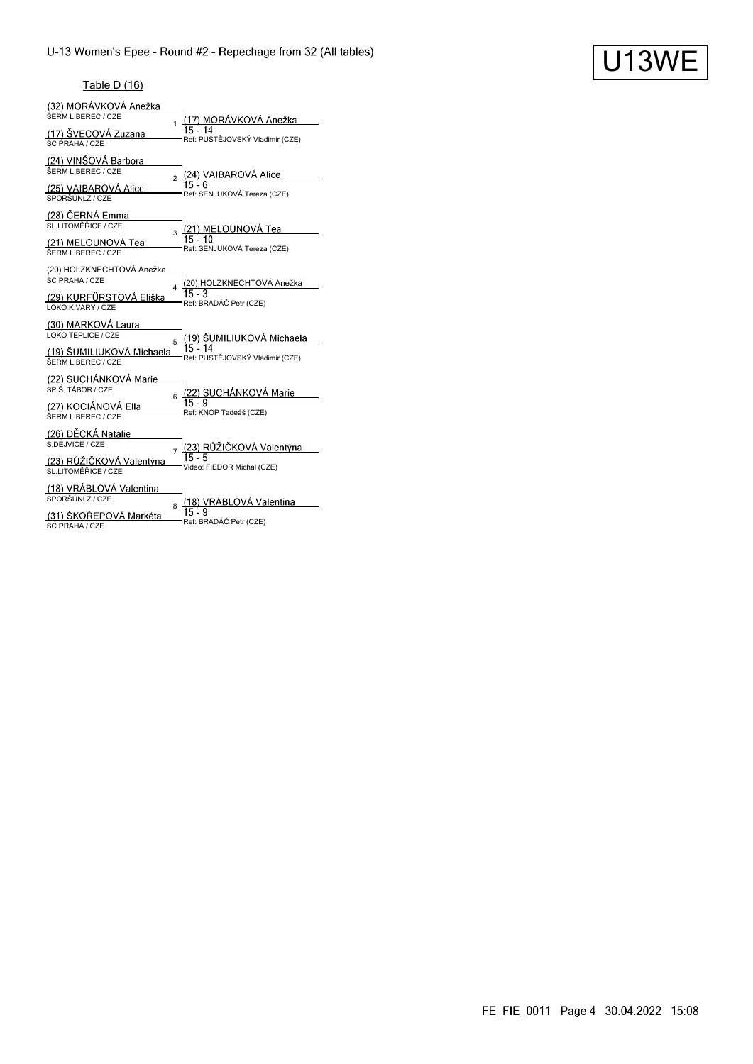# U-13 Women's Epee - Round #2 - Repechage from 32 (All tables)

U13WE

## Table D (16)

| # | Fencer A | Fencer B | Winner | Score | Referee |
|---|---|---|---|---|---|
| 1 | (32) MORÁVKOVÁ Anežka – ŠERM LIBEREC / CZE | (17) ŠVECOVÁ Zuzana – SC PRAHA / CZE | (17) MORÁVKOVÁ Anežka | 15 - 14 | Ref: PUSTĚJOVSKÝ Vladimír (CZE) |
| 2 | (24) VINŠOVÁ Barbora – ŠERM LIBEREC / CZE | (25) VAIBAROVÁ Alice – SPORŠÚNLZ / CZE | (24) VAIBAROVÁ Alice | 15 - 6 | Ref: SENJUKOVÁ Tereza (CZE) |
| 3 | (28) ČERNÁ Emma – SL.LITOMĚŘICE / CZE | (21) MELOUNOVÁ Tea – ŠERM LIBEREC / CZE | (21) MELOUNOVÁ Tea | 15 - 10 | Ref: SENJUKOVÁ Tereza (CZE) |
| 4 | (20) HOLZKNECHTOVÁ Anežka – SC PRAHA / CZE | (29) KURFÜRSTOVÁ Eliška – LOKO K.VARY / CZE | (20) HOLZKNECHTOVÁ Anežka | 15 - 3 | Ref: BRADÁČ Petr (CZE) |
| 5 | (30) MARKOVÁ Laura – LOKO TEPLICE / CZE | (19) ŠUMILIUKOVÁ Michaela – ŠERM LIBEREC / CZE | (19) ŠUMILIUKOVÁ Michaela | 15 - 14 | Ref: PUSTĚJOVSKÝ Vladimír (CZE) |
| 6 | (22) SUCHÁNKOVÁ Marie – SP.Š. TÁBOR / CZE | (27) KOCIÁNOVÁ Ella – ŠERM LIBEREC / CZE | (22) SUCHÁNKOVÁ Marie | 15 - 9 | Ref: KNOP Tadeáš (CZE) |
| 7 | (26) DĚCKÁ Natálie – S.DEJVICE / CZE | (23) RŮŽIČKOVÁ Valentýna – SL.LITOMĚŘICE / CZE | (23) RŮŽIČKOVÁ Valentýna | 15 - 5 | Video: FIEDOR Michal (CZE) |
| 8 | (18) VRÁBLOVÁ Valentina – SPORŠÚNLZ / CZE | (31) ŠKOŘEPOVÁ Markéta – SC PRAHA / CZE | (18) VRÁBLOVÁ Valentina | 15 - 9 | Ref: BRADÁČ Petr (CZE) |

FE_FIE_0011 Page 4 30.04.2022 15:08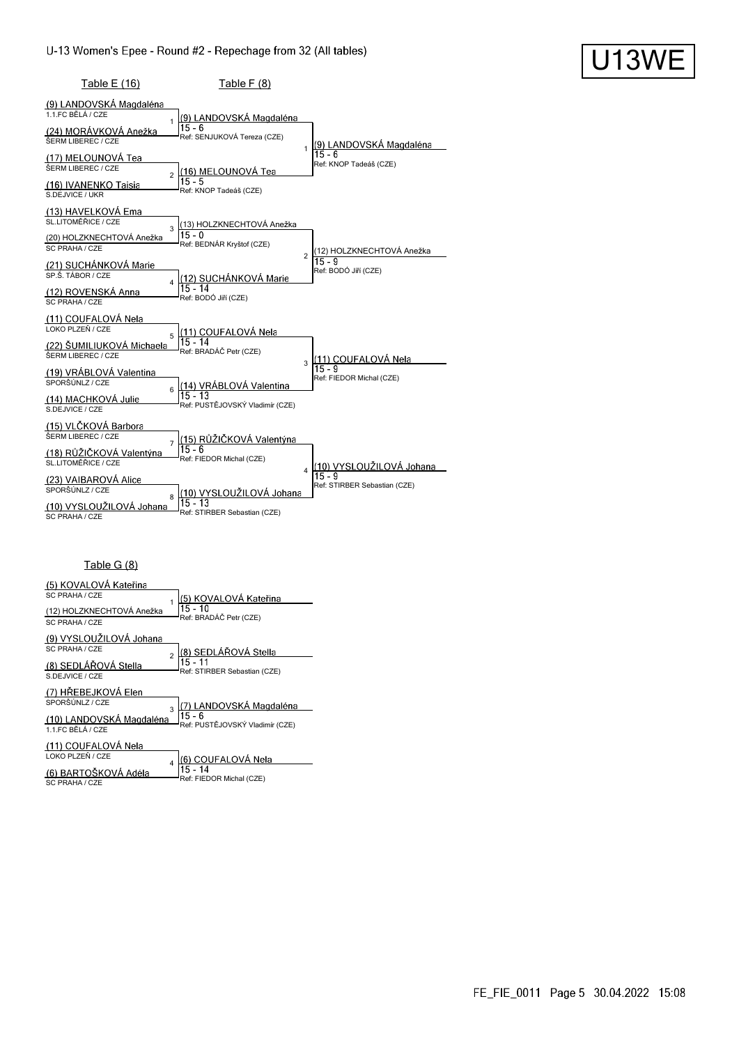# U-13 Women's Epee - Round #2 - Repechage from 32 (All tables)

U13WE

## Table E (16) → Table F (8)

| Bout | Fencer 1 | Fencer 2 | Winner | Score | Referee |
|---|---|---|---|---|---|
| 1 | (9) LANDOVSKÁ Magdaléna, 1.1.FC BĚLÁ / CZE | (24) MORÁVKOVÁ Anežka, ŠERM LIBEREC / CZE | (9) LANDOVSKÁ Magdaléna | 15 - 6 | Ref: SENJUKOVÁ Tereza (CZE) |
| 2 | (17) MELOUNOVÁ Tea, ŠERM LIBEREC / CZE | (16) IVANENKO Taisia, S.DEJVICE / UKR | (16) MELOUNOVÁ Tea | 15 - 5 | Ref: KNOP Tadeáš (CZE) |
| 3 | (13) HAVELKOVÁ Ema, SL.LITOMĚŘICE / CZE | (20) HOLZKNECHTOVÁ Anežka, SC PRAHA / CZE | (13) HOLZKNECHTOVÁ Anežka | 15 - 0 | Ref: BEDNÁR Kryštof (CZE) |
| 4 | (21) SUCHÁNKOVÁ Marie, SP.Š. TÁBOR / CZE | (12) ROVENSKÁ Anna, SC PRAHA / CZE | (12) SUCHÁNKOVÁ Marie | 15 - 14 | Ref: BODÓ Jiří (CZE) |
| 5 | (11) COUFALOVÁ Nela, LOKO PLZEŇ / CZE | (22) ŠUMILIUKOVÁ Michaela, ŠERM LIBEREC / CZE | (11) COUFALOVÁ Nela | 15 - 14 | Ref: BRADÁČ Petr (CZE) |
| 6 | (19) VRÁBLOVÁ Valentina, SPORŠÚNLZ / CZE | (14) MACHKOVÁ Julie, S.DEJVICE / CZE | (14) VRÁBLOVÁ Valentina | 15 - 13 | Ref: PUSTĚJOVSKÝ Vladimír (CZE) |
| 7 | (15) VLČKOVÁ Barbora, ŠERM LIBEREC / CZE | (18) RŮŽIČKOVÁ Valentýna, SL.LITOMĚŘICE / CZE | (15) RŮŽIČKOVÁ Valentýna | 15 - 6 | Ref: FIEDOR Michal (CZE) |
| 8 | (23) VAIBAROVÁ Alice, SPORŠÚNLZ / CZE | (10) VYSLOUŽILOVÁ Johana, SC PRAHA / CZE | (10) VYSLOUŽILOVÁ Johana | 15 - 13 | Ref: STIRBER Sebastian (CZE) |

## Table F (8) → Winners

| Bout | Winner | Score | Referee |
|---|---|---|---|
| 1 | (9) LANDOVSKÁ Magdaléna | 15 - 6 | Ref: KNOP Tadeáš (CZE) |
| 2 | (12) HOLZKNECHTOVÁ Anežka | 15 - 9 | Ref: BODÓ Jiří (CZE) |
| 3 | (11) COUFALOVÁ Nela | 15 - 9 | Ref: FIEDOR Michal (CZE) |
| 4 | (10) VYSLOUŽILOVÁ Johana | 15 - 9 | Ref: STIRBER Sebastian (CZE) |

## Table G (8)

| Bout | Fencer 1 | Fencer 2 | Winner | Score | Referee |
|---|---|---|---|---|---|
| 1 | (5) KOVALOVÁ Kateřina, SC PRAHA / CZE | (12) HOLZKNECHTOVÁ Anežka, SC PRAHA / CZE | (5) KOVALOVÁ Kateřina | 15 - 10 | Ref: BRADÁČ Petr (CZE) |
| 2 | (9) VYSLOUŽILOVÁ Johana, SC PRAHA / CZE | (8) SEDLÁŘOVÁ Stella, S.DEJVICE / CZE | (8) SEDLÁŘOVÁ Stella | 15 - 11 | Ref: STIRBER Sebastian (CZE) |
| 3 | (7) HŘEBEJKOVÁ Elen, SPORŠÚNLZ / CZE | (10) LANDOVSKÁ Magdaléna, 1.1.FC BĚLÁ / CZE | (7) LANDOVSKÁ Magdaléna | 15 - 6 | Ref: PUSTĚJOVSKÝ Vladimír (CZE) |
| 4 | (11) COUFALOVÁ Nela, LOKO PLZEŇ / CZE | (6) BARTOŠKOVÁ Adéla, SC PRAHA / CZE | (6) COUFALOVÁ Nela | 15 - 14 | Ref: FIEDOR Michal (CZE) |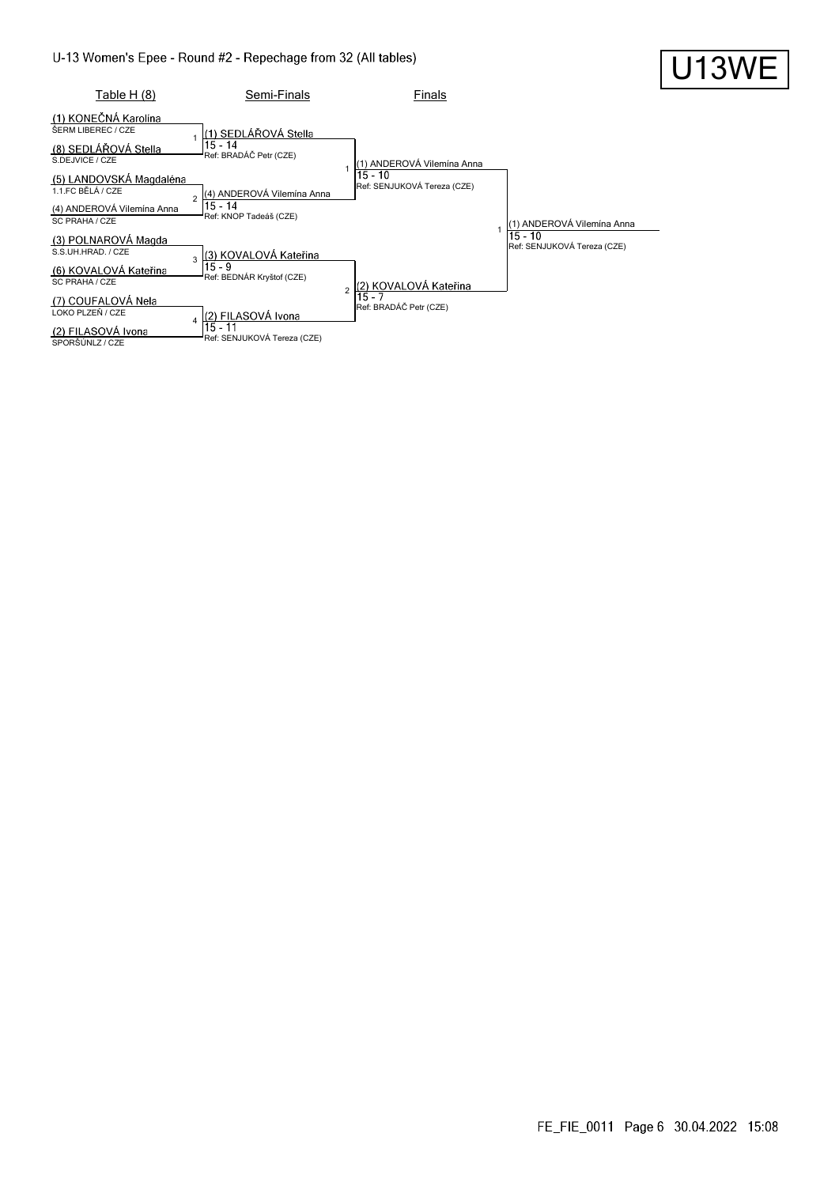# U-13 Women's Epee - Round #2 - Repechage from 32 (All tables)

U13WE

| Table H (8) | Semi-Finals | Finals | |
|---|---|---|---|
| (1) KONEČNÁ Karolína<br>ŠERM LIBEREC / CZE | | | |
| | 1 (1) SEDLÁŘOVÁ Stella<br>15 - 14<br>Ref: BRADÁČ Petr (CZE) | | |
| (8) SEDLÁŘOVÁ Stella<br>S.DEJVICE / CZE | | | |
| | | 1 (1) ANDEROVÁ Vilemína Anna<br>15 - 10<br>Ref: SENJUKOVÁ Tereza (CZE) | |
| (5) LANDOVSKÁ Magdaléna<br>1.1.FC BĚLÁ / CZE | | | |
| | 2 (4) ANDEROVÁ Vilemína Anna<br>15 - 14<br>Ref: KNOP Tadeáš (CZE) | | |
| (4) ANDEROVÁ Vilemína Anna<br>SC PRAHA / CZE | | | |
| | | | 1 (1) ANDEROVÁ Vilemína Anna<br>15 - 10<br>Ref: SENJUKOVÁ Tereza (CZE) |
| (3) POLNAROVÁ Magda<br>S.S.UH.HRAD. / CZE | | | |
| | 3 (3) KOVALOVÁ Kateřina<br>15 - 9<br>Ref: BEDNÁR Kryštof (CZE) | | |
| (6) KOVALOVÁ Kateřina<br>SC PRAHA / CZE | | | |
| | | 2 (2) KOVALOVÁ Kateřina<br>15 - 7<br>Ref: BRADÁČ Petr (CZE) | |
| (7) COUFALOVÁ Nela<br>LOKO PLZEŇ / CZE | | | |
| | 4 (2) FILASOVÁ Ivona<br>15 - 11<br>Ref: SENJUKOVÁ Tereza (CZE) | | |
| (2) FILASOVÁ Ivona<br>SPORŠÚNLZ / CZE | | | |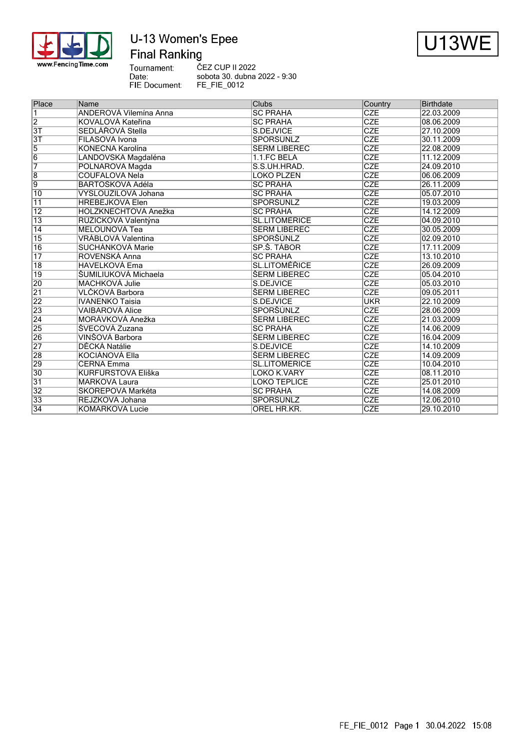# U-13 Women's Epee

## Final Ranking

U13WE

Tournament: ČEZ CUP II 2022
Date: sobota 30. dubna 2022 - 9:30
FIE Document: FE_FIE_0012

| Place | Name | Clubs | Country | Birthdate |
|---|---|---|---|---|
| 1 | ANDEROVÁ Vilemína Anna | SC PRAHA | CZE | 22.03.2009 |
| 2 | KOVALOVÁ Kateřina | SC PRAHA | CZE | 08.06.2009 |
| 3T | SEDLÁŘOVÁ Stella | S.DEJVICE | CZE | 27.10.2009 |
| 3T | FILASOVA Ivona | SPORSUNLZ | CZE | 30.11.2009 |
| 5 | KONECNA Karolína | SERM LIBEREC | CZE | 22.08.2009 |
| 6 | LANDOVSKA Magdaléna | 1.1.FC BELA | CZE | 11.12.2009 |
| 7 | POLNAROVA Magda | S.S.UH.HRAD. | CZE | 24.09.2010 |
| 8 | COUFALOVA Nela | LOKO PLZEN | CZE | 06.06.2009 |
| 9 | BARTOSKOVA Adéla | SC PRAHA | CZE | 26.11.2009 |
| 10 | VYSLOUZILOVA Johana | SC PRAHA | CZE | 05.07.2010 |
| 11 | HREBEJKOVA Elen | SPORSUNLZ | CZE | 19.03.2009 |
| 12 | HOLZKNECHTOVÁ Anežka | SC PRAHA | CZE | 14.12.2009 |
| 13 | RUZICKOVA Valentýna | SL.LITOMERICE | CZE | 04.09.2010 |
| 14 | MELOUNOVA Tea | SERM LIBEREC | CZE | 30.05.2009 |
| 15 | VRÁBLOVÁ Valentina | SPORŠÚNLZ | CZE | 02.09.2010 |
| 16 | SUCHÁNKOVÁ Marie | SP.Š. TÁBOR | CZE | 17.11.2009 |
| 17 | ROVENSKÁ Anna | SC PRAHA | CZE | 13.10.2010 |
| 18 | HAVELKOVÁ Ema | SL.LITOMĚŘICE | CZE | 26.09.2009 |
| 19 | ŠUMILIUKOVÁ Michaela | ŠERM LIBEREC | CZE | 05.04.2010 |
| 20 | MACHKOVÁ Julie | S.DEJVICE | CZE | 05.03.2010 |
| 21 | VLČKOVÁ Barbora | ŠERM LIBEREC | CZE | 09.05.2011 |
| 22 | IVANENKO Taisia | S.DEJVICE | UKR | 22.10.2009 |
| 23 | VAIBAROVÁ Alice | SPORŠÚNLZ | CZE | 28.06.2009 |
| 24 | MORÁVKOVÁ Anežka | ŠERM LIBEREC | CZE | 21.03.2009 |
| 25 | ŠVECOVÁ Zuzana | SC PRAHA | CZE | 14.06.2009 |
| 26 | VINŠOVÁ Barbora | ŠERM LIBEREC | CZE | 16.04.2009 |
| 27 | DĚCKÁ Natálie | S.DEJVICE | CZE | 14.10.2009 |
| 28 | KOCIÁNOVÁ Ella | ŠERM LIBEREC | CZE | 14.09.2009 |
| 29 | CERNA Emma | SL.LITOMERICE | CZE | 10.04.2010 |
| 30 | KURFURSTOVA Eliška | LOKO K.VARY | CZE | 08.11.2010 |
| 31 | MARKOVA Laura | LOKO TEPLICE | CZE | 25.01.2010 |
| 32 | SKOREPOVA Markéta | SC PRAHA | CZE | 14.08.2009 |
| 33 | REJZKOVA Johana | SPORSUNLZ | CZE | 12.06.2010 |
| 34 | KOMARKOVA Lucie | OREL HR.KR. | CZE | 29.10.2010 |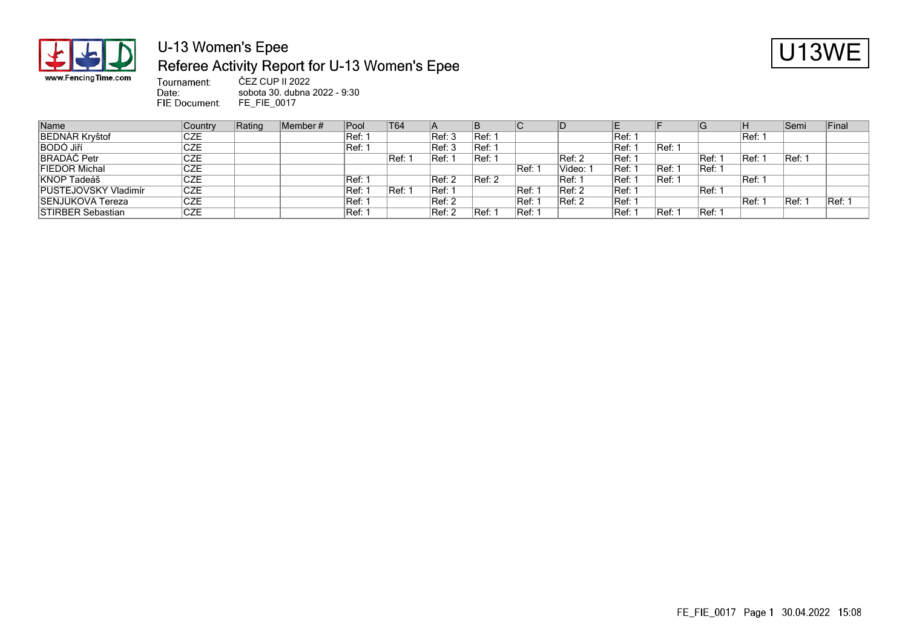# U-13 Women's Epee

## Referee Activity Report for U-13 Women's Epee

U13WE

Tournament: ČEZ CUP II 2022
Date: sobota 30. dubna 2022 - 9:30
FIE Document: FE_FIE_0017

| Name | Country | Rating | Member # | Pool | T64 | A | B | C | D | E | F | G | H | Semi | Final |
|---|---|---|---|---|---|---|---|---|---|---|---|---|---|---|---|
| BEDNÁR Kryštof | CZE | | | Ref: 1 | | Ref: 3 | Ref: 1 | | | Ref: 1 | | | Ref: 1 | | |
| BODÓ Jiří | CZE | | | Ref: 1 | | Ref: 3 | Ref: 1 | | | Ref: 1 | Ref: 1 | | | | |
| BRADÁČ Petr | CZE | | | | Ref: 1 | Ref: 1 | Ref: 1 | | Ref: 2 | Ref: 1 | | Ref: 1 | Ref: 1 | Ref: 1 | |
| FIEDOR Michal | CZE | | | | | | | Ref: 1 | Video: 1 | Ref: 1 | Ref: 1 | Ref: 1 | | | |
| KNOP Tadeáš | CZE | | | Ref: 1 | | Ref: 2 | Ref: 2 | | Ref: 1 | Ref: 1 | Ref: 1 | | Ref: 1 | | |
| PUSTEJOVSKY Vladimír | CZE | | | Ref: 1 | Ref: 1 | Ref: 1 | | Ref: 1 | Ref: 2 | Ref: 1 | | Ref: 1 | | | |
| SENJUKOVA Tereza | CZE | | | Ref: 1 | | Ref: 2 | | Ref: 1 | Ref: 2 | Ref: 1 | | | Ref: 1 | Ref: 1 | Ref: 1 |
| STIRBER Sebastian | CZE | | | Ref: 1 | | Ref: 2 | Ref: 1 | Ref: 1 | | Ref: 1 | Ref: 1 | Ref: 1 | | | |